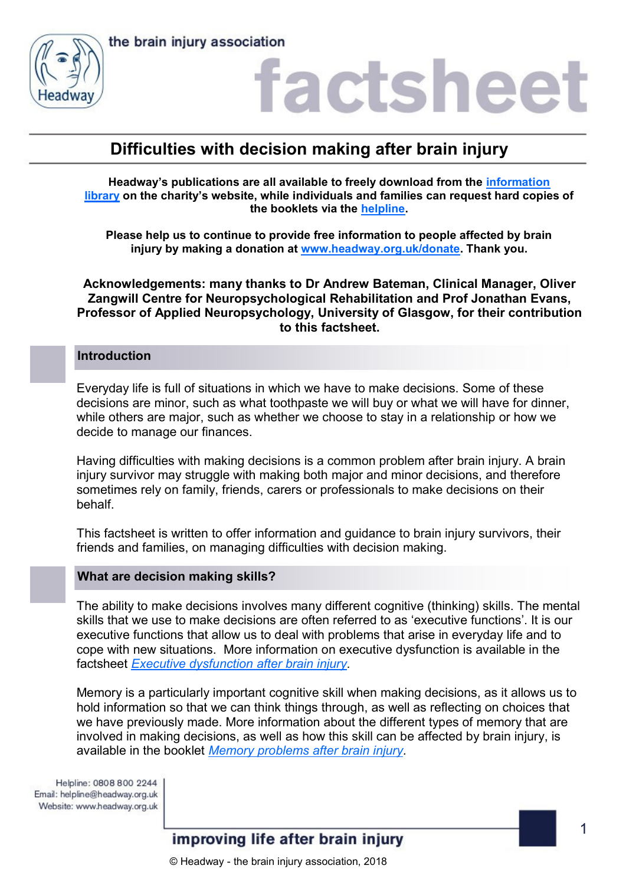# Difficulties with decision making after brain injury

**Headway's publications are all available to freely download from the information library on the charity's website, while individuals and families can request hard copies of the booklets via the helpline.**

**Please help us to continue to provide free information to people affected by brain injury by making a donation at www.headway.org.uk/donate. Thank you.**

**Acknowledgements: many thanks to Dr Andrew Bateman, Clinical Manager, Oliver Zangwill Centre for Neuropsychological Rehabilitation and Prof Jonathan Evans, Professor of Applied Neuropsychology, University of Glasgow, for their contribution to this factsheet.**

## Introduction

Everyday life is full of situations in which we have to make decisions. Some of these decisions are minor, such as what toothpaste we will buy or what we will have for dinner, while others are major, such as whether we choose to stay in a relationship or how we decide to manage our finances.

Having difficulties with making decisions is a common problem after brain injury. A brain injury survivor may struggle with making both major and minor decisions, and therefore sometimes rely on family, friends, carers or professionals to make decisions on their behalf.

This factsheet is written to offer information and guidance to brain injury survivors, their friends and families, on managing difficulties with decision making.

## What are decision making skills?

The ability to make decisions involves many different cognitive (thinking) skills. The mental skills that we use to make decisions are often referred to as 'executive functions'. It is our executive functions that allow us to deal with problems that arise in everyday life and to cope with new situations. More information on executive dysfunction is available in the factsheet *Executive dysfunction after brain injury*.

Memory is a particularly important cognitive skill when making decisions, as it allows us to hold information so that we can think things through, as well as reflecting on choices that we have previously made. More information about the different types of memory that are involved in making decisions, as well as how this skill can be affected by brain injury, is available in the booklet *Memory problems after brain injury*.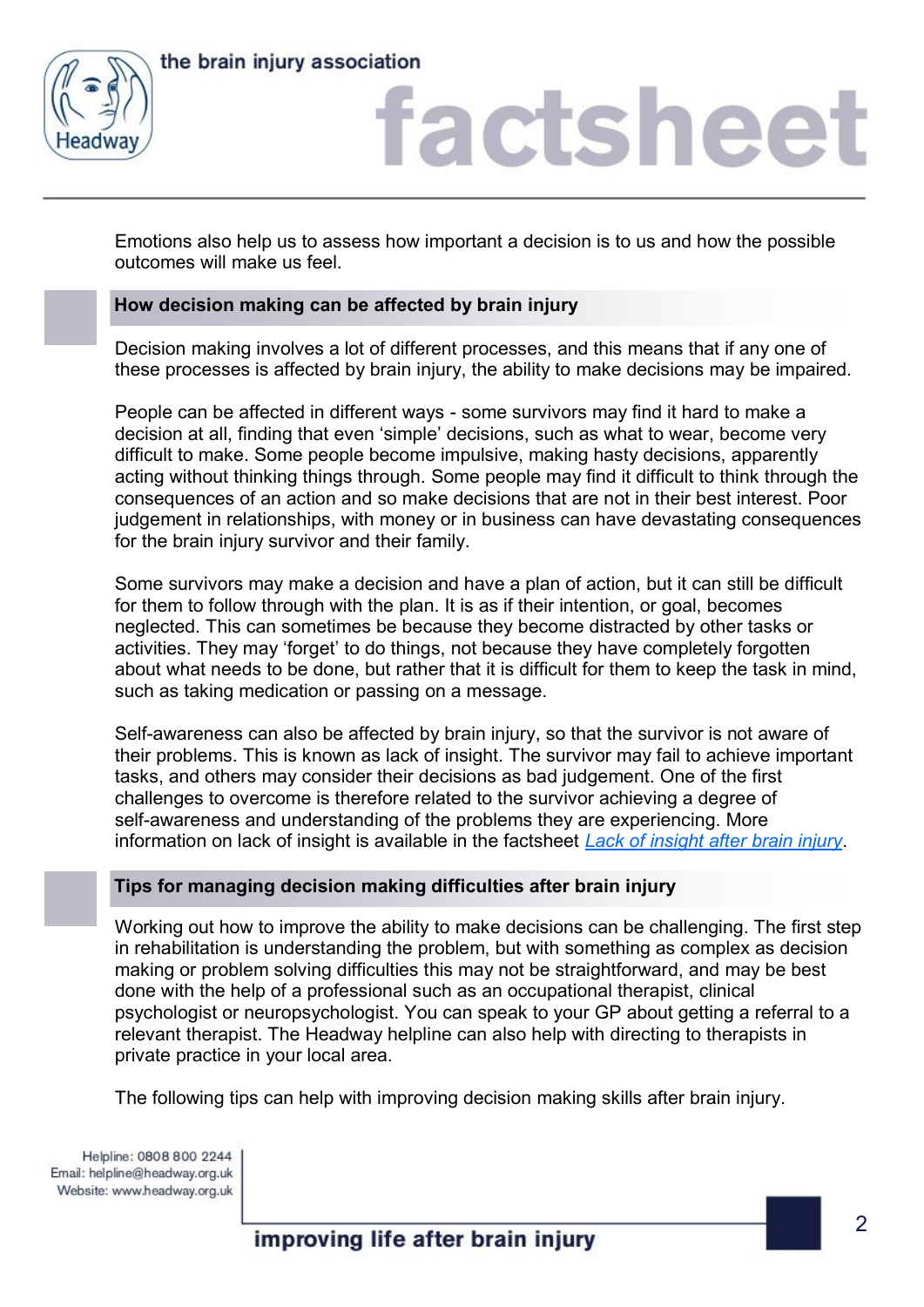Emotions also help us to assess how important a decision is to us and how the possible outcomes will make us feel.

## How decision making can be affected by brain injury

Decision making involves a lot of different processes, and this means that if any one of these processes is affected by brain injury, the ability to make decisions may be impaired.

People can be affected in different ways - some survivors may find it hard to make a decision at all, finding that even 'simple' decisions, such as what to wear, become very difficult to make. Some people become impulsive, making hasty decisions, apparently acting without thinking things through. Some people may find it difficult to think through the consequences of an action and so make decisions that are not in their best interest. Poor judgement in relationships, with money or in business can have devastating consequences for the brain injury survivor and their family.

Some survivors may make a decision and have a plan of action, but it can still be difficult for them to follow through with the plan. It is as if their intention, or goal, becomes neglected. This can sometimes be because they become distracted by other tasks or activities. They may 'forget' to do things, not because they have completely forgotten about what needs to be done, but rather that it is difficult for them to keep the task in mind, such as taking medication or passing on a message.

Self-awareness can also be affected by brain injury, so that the survivor is not aware of their problems. This is known as lack of insight. The survivor may fail to achieve important tasks, and others may consider their decisions as bad judgement. One of the first challenges to overcome is therefore related to the survivor achieving a degree of self-awareness and understanding of the problems they are experiencing. More information on lack of insight is available in the factsheet *Lack of insight after brain injury*.

## Tips for managing decision making difficulties after brain injury

Working out how to improve the ability to make decisions can be challenging. The first step in rehabilitation is understanding the problem, but with something as complex as decision making or problem solving difficulties this may not be straightforward, and may be best done with the help of a professional such as an occupational therapist, clinical psychologist or neuropsychologist. You can speak to your GP about getting a referral to a relevant therapist. The Headway helpline can also help with directing to therapists in private practice in your local area.

The following tips can help with improving decision making skills after brain injury.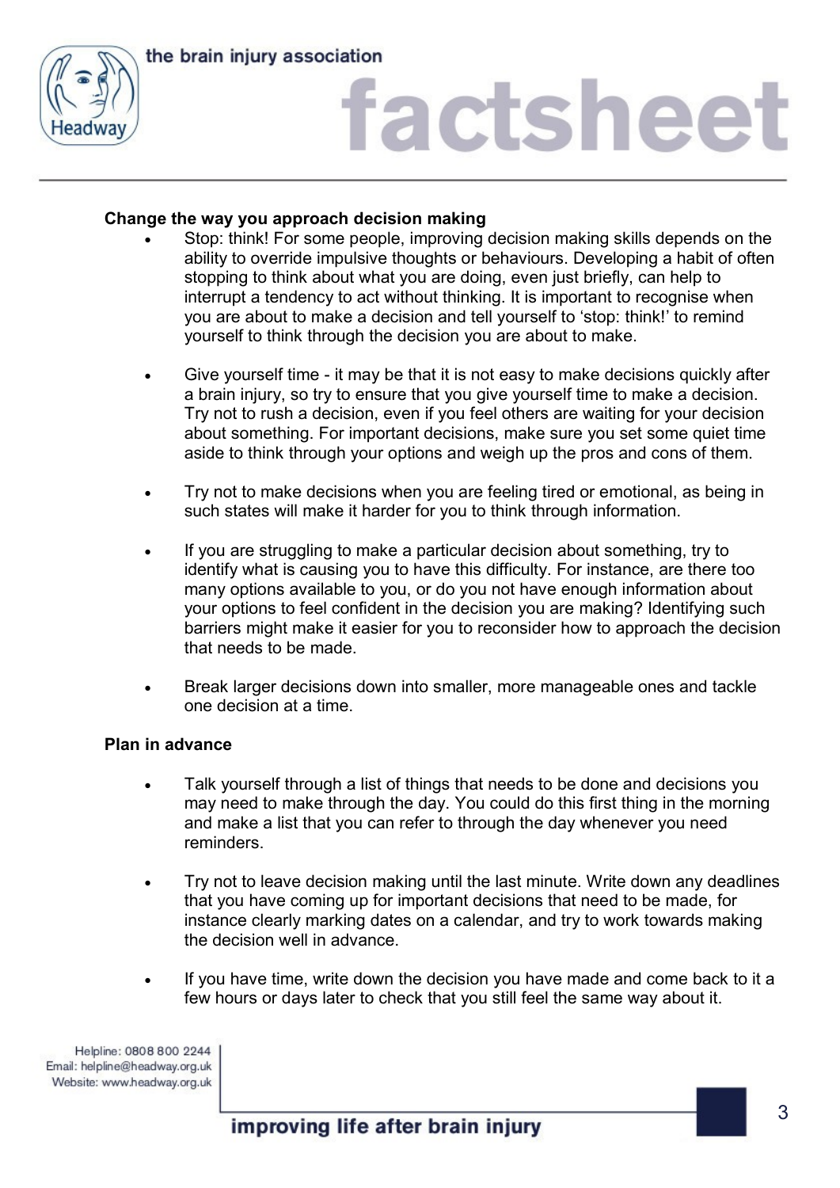**Change the way you approach decision making**

- Stop: think! For some people, improving decision making skills depends on the ability to override impulsive thoughts or behaviours. Developing a habit of often stopping to think about what you are doing, even just briefly, can help to interrupt a tendency to act without thinking. It is important to recognise when you are about to make a decision and tell yourself to 'stop: think!' to remind yourself to think through the decision you are about to make.

- Give yourself time - it may be that it is not easy to make decisions quickly after a brain injury, so try to ensure that you give yourself time to make a decision. Try not to rush a decision, even if you feel others are waiting for your decision about something. For important decisions, make sure you set some quiet time aside to think through your options and weigh up the pros and cons of them.

- Try not to make decisions when you are feeling tired or emotional, as being in such states will make it harder for you to think through information.

- If you are struggling to make a particular decision about something, try to identify what is causing you to have this difficulty. For instance, are there too many options available to you, or do you not have enough information about your options to feel confident in the decision you are making? Identifying such barriers might make it easier for you to reconsider how to approach the decision that needs to be made.

- Break larger decisions down into smaller, more manageable ones and tackle one decision at a time.

**Plan in advance**

- Talk yourself through a list of things that needs to be done and decisions you may need to make through the day. You could do this first thing in the morning and make a list that you can refer to through the day whenever you need reminders.

- Try not to leave decision making until the last minute. Write down any deadlines that you have coming up for important decisions that need to be made, for instance clearly marking dates on a calendar, and try to work towards making the decision well in advance.

- If you have time, write down the decision you have made and come back to it a few hours or days later to check that you still feel the same way about it.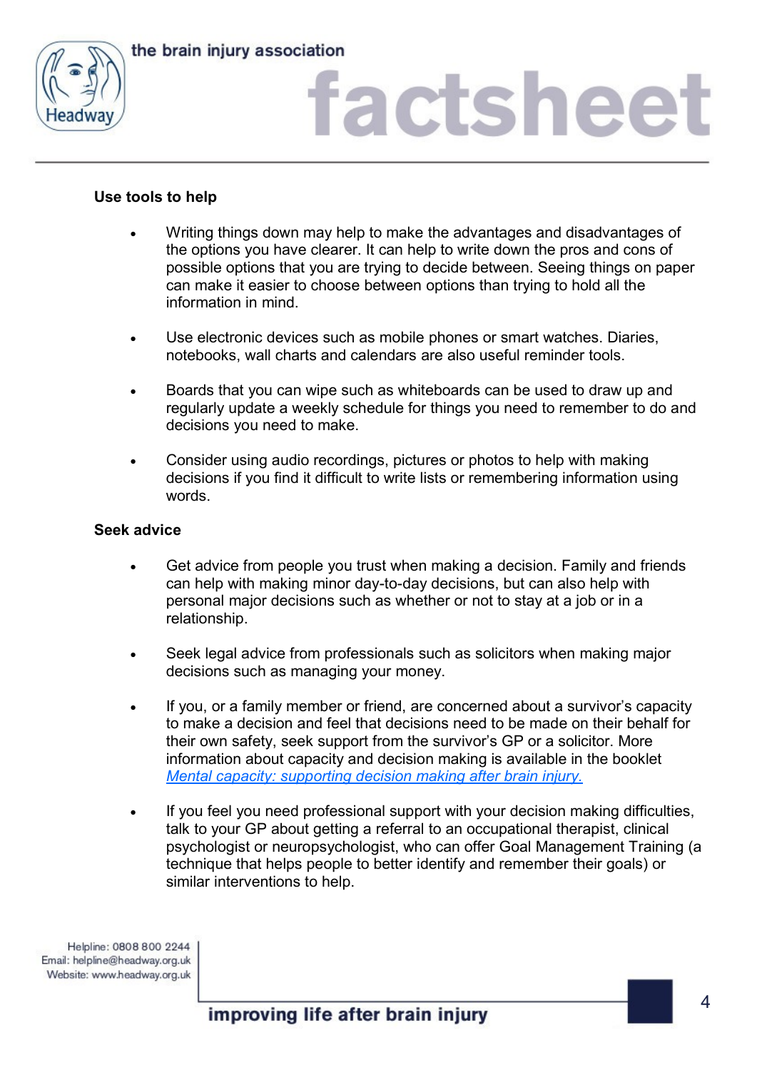**Use tools to help**

- Writing things down may help to make the advantages and disadvantages of the options you have clearer. It can help to write down the pros and cons of possible options that you are trying to decide between. Seeing things on paper can make it easier to choose between options than trying to hold all the information in mind.

- Use electronic devices such as mobile phones or smart watches. Diaries, notebooks, wall charts and calendars are also useful reminder tools.

- Boards that you can wipe such as whiteboards can be used to draw up and regularly update a weekly schedule for things you need to remember to do and decisions you need to make.

- Consider using audio recordings, pictures or photos to help with making decisions if you find it difficult to write lists or remembering information using words.

**Seek advice**

- Get advice from people you trust when making a decision. Family and friends can help with making minor day-to-day decisions, but can also help with personal major decisions such as whether or not to stay at a job or in a relationship.

- Seek legal advice from professionals such as solicitors when making major decisions such as managing your money.

- If you, or a family member or friend, are concerned about a survivor's capacity to make a decision and feel that decisions need to be made on their behalf for their own safety, seek support from the survivor's GP or a solicitor. More information about capacity and decision making is available in the booklet *Mental capacity: supporting decision making after brain injury.*

- If you feel you need professional support with your decision making difficulties, talk to your GP about getting a referral to an occupational therapist, clinical psychologist or neuropsychologist, who can offer Goal Management Training (a technique that helps people to better identify and remember their goals) or similar interventions to help.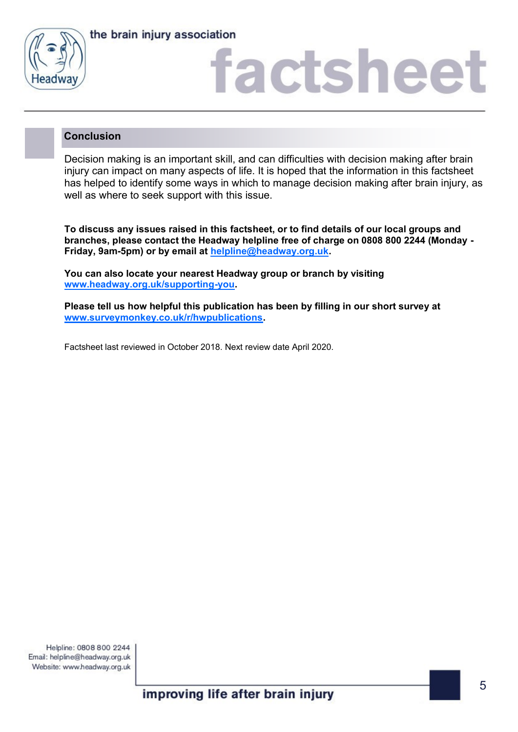## Conclusion

Decision making is an important skill, and can difficulties with decision making after brain injury can impact on many aspects of life. It is hoped that the information in this factsheet has helped to identify some ways in which to manage decision making after brain injury, as well as where to seek support with this issue.

**To discuss any issues raised in this factsheet, or to find details of our local groups and branches, please contact the Headway helpline free of charge on 0808 800 2244 (Monday - Friday, 9am-5pm) or by email at [helpline@headway.org.uk](mailto:helpline@headway.org.uk).**

**You can also locate your nearest Headway group or branch by visiting [www.headway.org.uk/supporting-you](http://www.headway.org.uk/supporting-you).**

**Please tell us how helpful this publication has been by filling in our short survey at [www.surveymonkey.co.uk/r/hwpublications](http://www.surveymonkey.co.uk/r/hwpublications).**

Factsheet last reviewed in October 2018. Next review date April 2020.